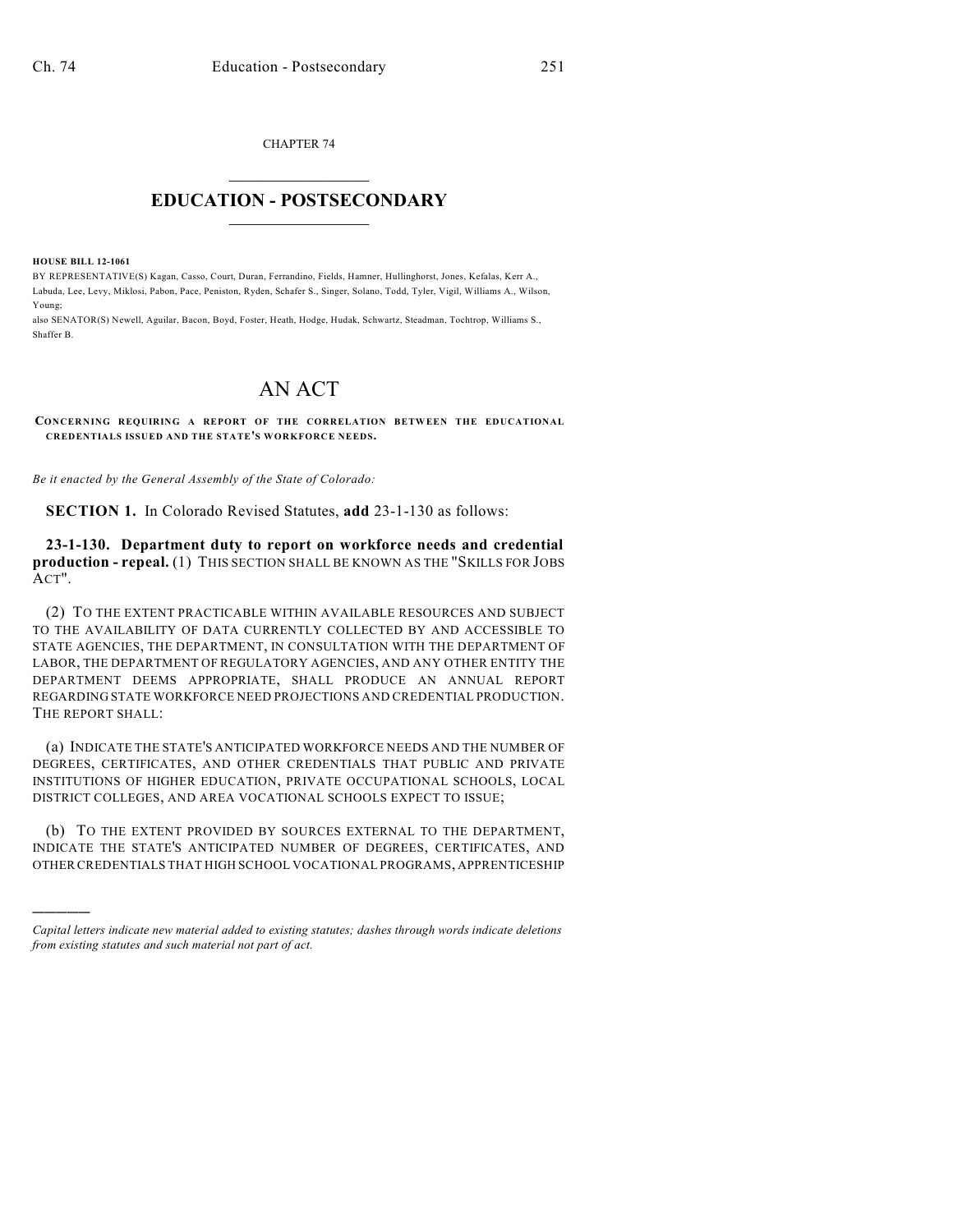CHAPTER 74

# EDUCATION - POSTSECONDARY

**HOUSE BILL 12-1061**

BY REPRESENTATIVE(S) Kagan, Casso, Court, Duran, Ferrandino, Fields, Hamner, Hullinghorst, Jones, Kefalas, Kerr A., Labuda, Lee, Levy, Miklosi, Pabon, Pace, Peniston, Ryden, Schafer S., Singer, Solano, Todd, Tyler, Vigil, Williams A., Wilson, Young;
also SENATOR(S) Newell, Aguilar, Bacon, Boyd, Foster, Heath, Hodge, Hudak, Schwartz, Steadman, Tochtrop, Williams S., Shaffer B.

# AN ACT

**CONCERNING REQUIRING A REPORT OF THE CORRELATION BETWEEN THE EDUCATIONAL CREDENTIALS ISSUED AND THE STATE'S WORKFORCE NEEDS.**

*Be it enacted by the General Assembly of the State of Colorado:*

**SECTION 1.** In Colorado Revised Statutes, **add** 23-1-130 as follows:

**23-1-130. Department duty to report on workforce needs and credential production - repeal.** (1) THIS SECTION SHALL BE KNOWN AS THE "SKILLS FOR JOBS ACT".

(2) TO THE EXTENT PRACTICABLE WITHIN AVAILABLE RESOURCES AND SUBJECT TO THE AVAILABILITY OF DATA CURRENTLY COLLECTED BY AND ACCESSIBLE TO STATE AGENCIES, THE DEPARTMENT, IN CONSULTATION WITH THE DEPARTMENT OF LABOR, THE DEPARTMENT OF REGULATORY AGENCIES, AND ANY OTHER ENTITY THE DEPARTMENT DEEMS APPROPRIATE, SHALL PRODUCE AN ANNUAL REPORT REGARDING STATE WORKFORCE NEED PROJECTIONS AND CREDENTIAL PRODUCTION. THE REPORT SHALL:

(a) INDICATE THE STATE'S ANTICIPATED WORKFORCE NEEDS AND THE NUMBER OF DEGREES, CERTIFICATES, AND OTHER CREDENTIALS THAT PUBLIC AND PRIVATE INSTITUTIONS OF HIGHER EDUCATION, PRIVATE OCCUPATIONAL SCHOOLS, LOCAL DISTRICT COLLEGES, AND AREA VOCATIONAL SCHOOLS EXPECT TO ISSUE;

(b) TO THE EXTENT PROVIDED BY SOURCES EXTERNAL TO THE DEPARTMENT, INDICATE THE STATE'S ANTICIPATED NUMBER OF DEGREES, CERTIFICATES, AND OTHER CREDENTIALS THAT HIGH SCHOOL VOCATIONAL PROGRAMS, APPRENTICESHIP

---

*Capital letters indicate new material added to existing statutes; dashes through words indicate deletions from existing statutes and such material not part of act.*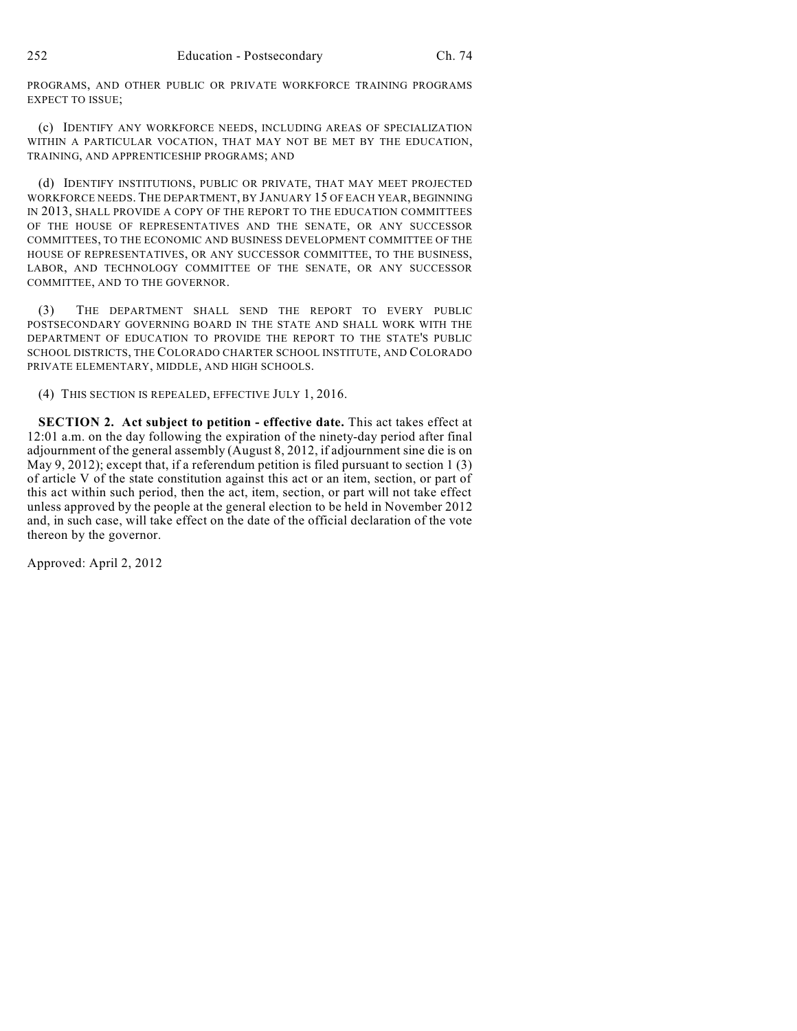PROGRAMS, AND OTHER PUBLIC OR PRIVATE WORKFORCE TRAINING PROGRAMS EXPECT TO ISSUE;

(c) IDENTIFY ANY WORKFORCE NEEDS, INCLUDING AREAS OF SPECIALIZATION WITHIN A PARTICULAR VOCATION, THAT MAY NOT BE MET BY THE EDUCATION, TRAINING, AND APPRENTICESHIP PROGRAMS; AND

(d) IDENTIFY INSTITUTIONS, PUBLIC OR PRIVATE, THAT MAY MEET PROJECTED WORKFORCE NEEDS. THE DEPARTMENT, BY JANUARY 15 OF EACH YEAR, BEGINNING IN 2013, SHALL PROVIDE A COPY OF THE REPORT TO THE EDUCATION COMMITTEES OF THE HOUSE OF REPRESENTATIVES AND THE SENATE, OR ANY SUCCESSOR COMMITTEES, TO THE ECONOMIC AND BUSINESS DEVELOPMENT COMMITTEE OF THE HOUSE OF REPRESENTATIVES, OR ANY SUCCESSOR COMMITTEE, TO THE BUSINESS, LABOR, AND TECHNOLOGY COMMITTEE OF THE SENATE, OR ANY SUCCESSOR COMMITTEE, AND TO THE GOVERNOR.

(3) THE DEPARTMENT SHALL SEND THE REPORT TO EVERY PUBLIC POSTSECONDARY GOVERNING BOARD IN THE STATE AND SHALL WORK WITH THE DEPARTMENT OF EDUCATION TO PROVIDE THE REPORT TO THE STATE'S PUBLIC SCHOOL DISTRICTS, THE COLORADO CHARTER SCHOOL INSTITUTE, AND COLORADO PRIVATE ELEMENTARY, MIDDLE, AND HIGH SCHOOLS.

(4) THIS SECTION IS REPEALED, EFFECTIVE JULY 1, 2016.

**SECTION 2. Act subject to petition - effective date.** This act takes effect at 12:01 a.m. on the day following the expiration of the ninety-day period after final adjournment of the general assembly (August 8, 2012, if adjournment sine die is on May 9, 2012); except that, if a referendum petition is filed pursuant to section 1 (3) of article V of the state constitution against this act or an item, section, or part of this act within such period, then the act, item, section, or part will not take effect unless approved by the people at the general election to be held in November 2012 and, in such case, will take effect on the date of the official declaration of the vote thereon by the governor.

Approved: April 2, 2012